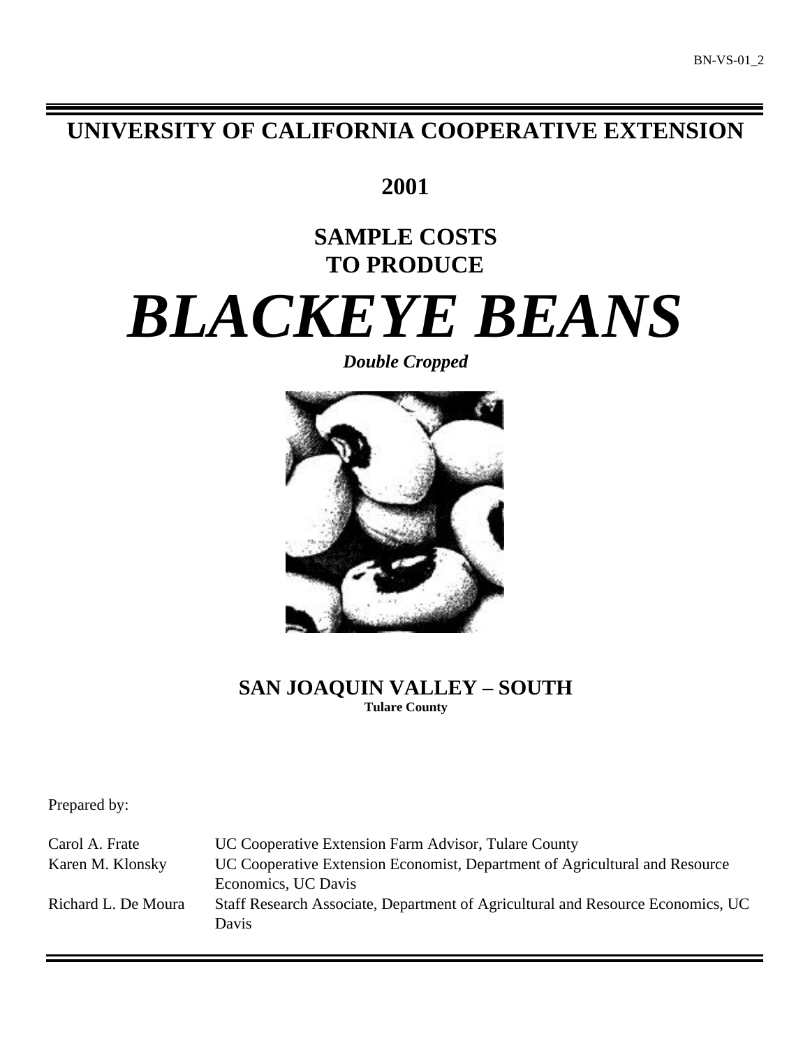BN-VS-01_2

# UNIVERSITY OF CALIFORNIA COOPERATIVE EXTENSION

## 2001

## SAMPLE COSTS TO PRODUCE

# *BLACKEYE BEANS*

***Double Cropped***

## SAN JOAQUIN VALLEY – SOUTH

**Tulare County**

Prepared by:

| | |
|---|---|
| Carol A. Frate | UC Cooperative Extension Farm Advisor, Tulare County |
| Karen M. Klonsky | UC Cooperative Extension Economist, Department of Agricultural and Resource Economics, UC Davis |
| Richard L. De Moura | Staff Research Associate, Department of Agricultural and Resource Economics, UC Davis |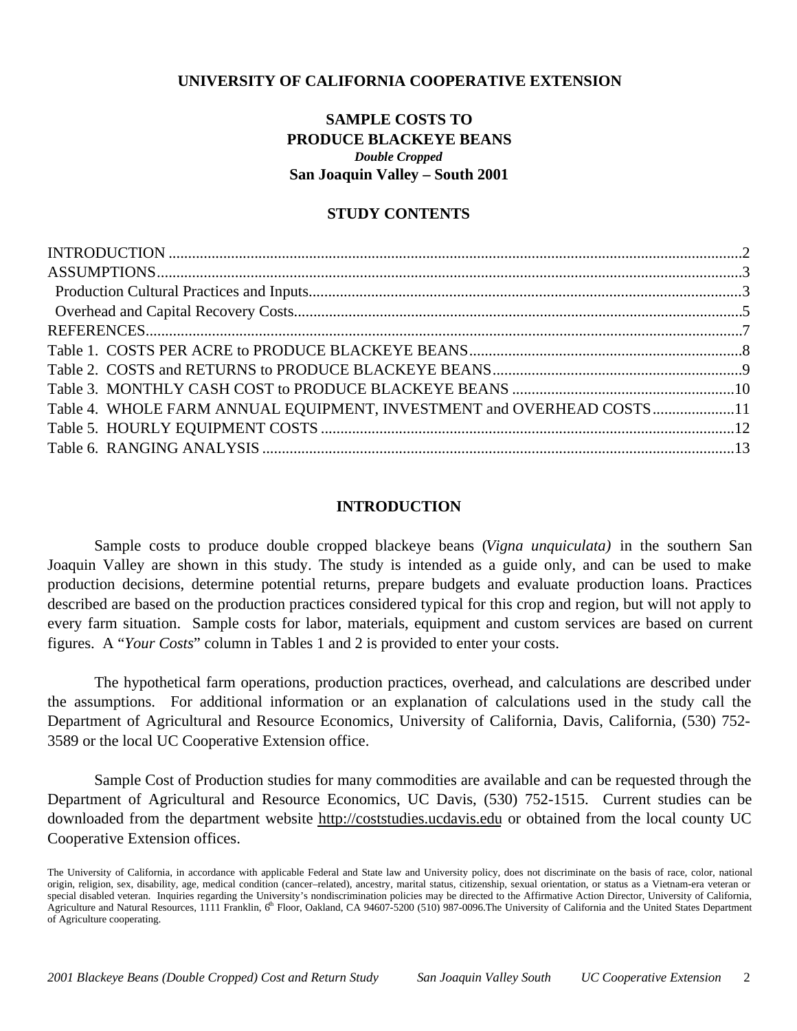**UNIVERSITY OF CALIFORNIA COOPERATIVE EXTENSION**

# SAMPLE COSTS TO PRODUCE BLACKEYE BEANS

***Double Cropped***

**San Joaquin Valley – South 2001**

## STUDY CONTENTS

| | |
|---|---|
| INTRODUCTION | 2 |
| ASSUMPTIONS | 3 |
| Production Cultural Practices and Inputs | 3 |
| Overhead and Capital Recovery Costs | 5 |
| REFERENCES | 7 |
| Table 1. COSTS PER ACRE to PRODUCE BLACKEYE BEANS | 8 |
| Table 2. COSTS and RETURNS to PRODUCE BLACKEYE BEANS | 9 |
| Table 3. MONTHLY CASH COST to PRODUCE BLACKEYE BEANS | 10 |
| Table 4. WHOLE FARM ANNUAL EQUIPMENT, INVESTMENT and OVERHEAD COSTS | 11 |
| Table 5. HOURLY EQUIPMENT COSTS | 12 |
| Table 6. RANGING ANALYSIS | 13 |

## INTRODUCTION

Sample costs to produce double cropped blackeye beans (*Vigna unquiculata)* in the southern San Joaquin Valley are shown in this study. The study is intended as a guide only, and can be used to make production decisions, determine potential returns, prepare budgets and evaluate production loans. Practices described are based on the production practices considered typical for this crop and region, but will not apply to every farm situation. Sample costs for labor, materials, equipment and custom services are based on current figures. A "*Your Costs*" column in Tables 1 and 2 is provided to enter your costs.

The hypothetical farm operations, production practices, overhead, and calculations are described under the assumptions. For additional information or an explanation of calculations used in the study call the Department of Agricultural and Resource Economics, University of California, Davis, California, (530) 752-3589 or the local UC Cooperative Extension office.

Sample Cost of Production studies for many commodities are available and can be requested through the Department of Agricultural and Resource Economics, UC Davis, (530) 752-1515. Current studies can be downloaded from the department website http://coststudies.ucdavis.edu or obtained from the local county UC Cooperative Extension offices.

The University of California, in accordance with applicable Federal and State law and University policy, does not discriminate on the basis of race, color, national origin, religion, sex, disability, age, medical condition (cancer–related), ancestry, marital status, citizenship, sexual orientation, or status as a Vietnam-era veteran or special disabled veteran. Inquiries regarding the University's nondiscrimination policies may be directed to the Affirmative Action Director, University of California, Agriculture and Natural Resources, 1111 Franklin, 6th Floor, Oakland, CA 94607-5200 (510) 987-0096.The University of California and the United States Department of Agriculture cooperating.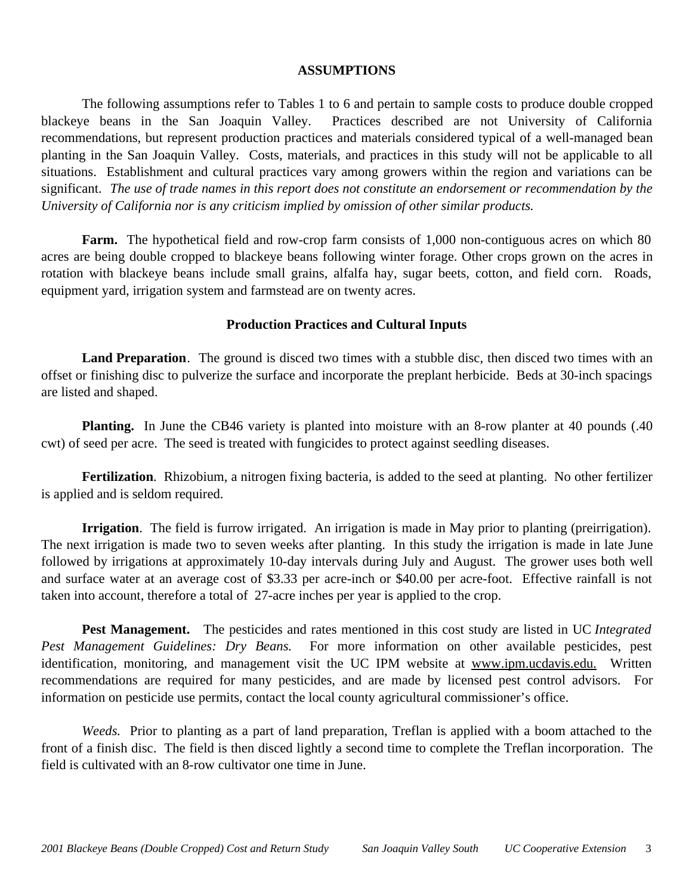## ASSUMPTIONS

The following assumptions refer to Tables 1 to 6 and pertain to sample costs to produce double cropped blackeye beans in the San Joaquin Valley. Practices described are not University of California recommendations, but represent production practices and materials considered typical of a well-managed bean planting in the San Joaquin Valley. Costs, materials, and practices in this study will not be applicable to all situations. Establishment and cultural practices vary among growers within the region and variations can be significant. *The use of trade names in this report does not constitute an endorsement or recommendation by the University of California nor is any criticism implied by omission of other similar products.*

**Farm.** The hypothetical field and row-crop farm consists of 1,000 non-contiguous acres on which 80 acres are being double cropped to blackeye beans following winter forage. Other crops grown on the acres in rotation with blackeye beans include small grains, alfalfa hay, sugar beets, cotton, and field corn. Roads, equipment yard, irrigation system and farmstead are on twenty acres.

### Production Practices and Cultural Inputs

**Land Preparation**. The ground is disced two times with a stubble disc, then disced two times with an offset or finishing disc to pulverize the surface and incorporate the preplant herbicide. Beds at 30-inch spacings are listed and shaped.

**Planting.** In June the CB46 variety is planted into moisture with an 8-row planter at 40 pounds (.40 cwt) of seed per acre. The seed is treated with fungicides to protect against seedling diseases.

**Fertilization**. Rhizobium, a nitrogen fixing bacteria, is added to the seed at planting. No other fertilizer is applied and is seldom required.

**Irrigation**. The field is furrow irrigated. An irrigation is made in May prior to planting (preirrigation). The next irrigation is made two to seven weeks after planting. In this study the irrigation is made in late June followed by irrigations at approximately 10-day intervals during July and August. The grower uses both well and surface water at an average cost of $3.33 per acre-inch or $40.00 per acre-foot. Effective rainfall is not taken into account, therefore a total of 27-acre inches per year is applied to the crop.

**Pest Management.** The pesticides and rates mentioned in this cost study are listed in UC *Integrated Pest Management Guidelines: Dry Beans.* For more information on other available pesticides, pest identification, monitoring, and management visit the UC IPM website at www.ipm.ucdavis.edu. Written recommendations are required for many pesticides, and are made by licensed pest control advisors. For information on pesticide use permits, contact the local county agricultural commissioner's office.

*Weeds.* Prior to planting as a part of land preparation, Treflan is applied with a boom attached to the front of a finish disc. The field is then disced lightly a second time to complete the Treflan incorporation. The field is cultivated with an 8-row cultivator one time in June.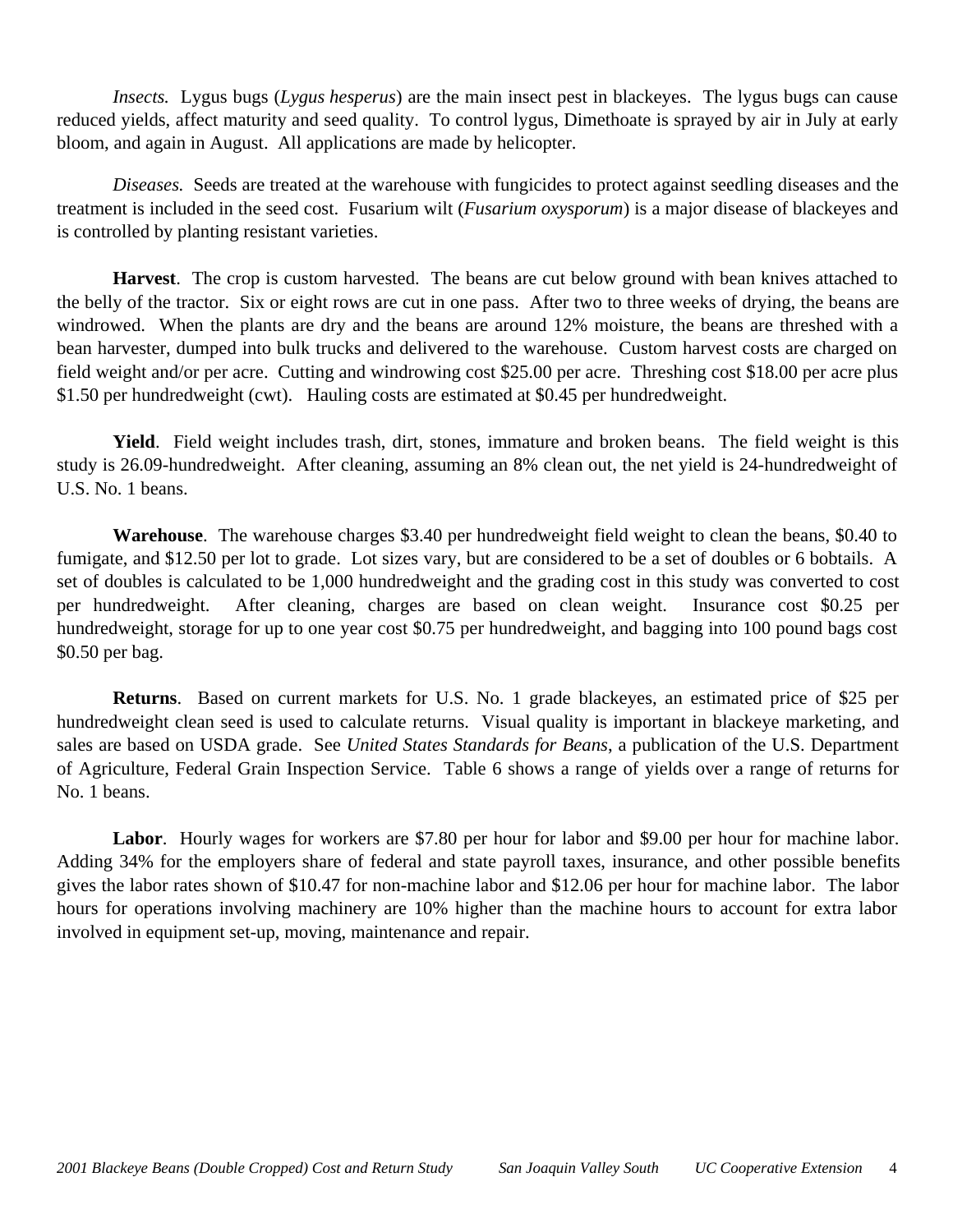*Insects.* Lygus bugs (*Lygus hesperus*) are the main insect pest in blackeyes. The lygus bugs can cause reduced yields, affect maturity and seed quality. To control lygus, Dimethoate is sprayed by air in July at early bloom, and again in August. All applications are made by helicopter.

*Diseases.* Seeds are treated at the warehouse with fungicides to protect against seedling diseases and the treatment is included in the seed cost. Fusarium wilt (*Fusarium oxysporum*) is a major disease of blackeyes and is controlled by planting resistant varieties.

**Harvest**. The crop is custom harvested. The beans are cut below ground with bean knives attached to the belly of the tractor. Six or eight rows are cut in one pass. After two to three weeks of drying, the beans are windrowed. When the plants are dry and the beans are around 12% moisture, the beans are threshed with a bean harvester, dumped into bulk trucks and delivered to the warehouse. Custom harvest costs are charged on field weight and/or per acre. Cutting and windrowing cost $25.00 per acre. Threshing cost $18.00 per acre plus $1.50 per hundredweight (cwt). Hauling costs are estimated at $0.45 per hundredweight.

**Yield**. Field weight includes trash, dirt, stones, immature and broken beans. The field weight is this study is 26.09-hundredweight. After cleaning, assuming an 8% clean out, the net yield is 24-hundredweight of U.S. No. 1 beans.

**Warehouse**. The warehouse charges $3.40 per hundredweight field weight to clean the beans, $0.40 to fumigate, and $12.50 per lot to grade. Lot sizes vary, but are considered to be a set of doubles or 6 bobtails. A set of doubles is calculated to be 1,000 hundredweight and the grading cost in this study was converted to cost per hundredweight. After cleaning, charges are based on clean weight. Insurance cost $0.25 per hundredweight, storage for up to one year cost $0.75 per hundredweight, and bagging into 100 pound bags cost $0.50 per bag.

**Returns**. Based on current markets for U.S. No. 1 grade blackeyes, an estimated price of $25 per hundredweight clean seed is used to calculate returns. Visual quality is important in blackeye marketing, and sales are based on USDA grade. See *United States Standards for Beans*, a publication of the U.S. Department of Agriculture, Federal Grain Inspection Service. Table 6 shows a range of yields over a range of returns for No. 1 beans.

**Labor**. Hourly wages for workers are $7.80 per hour for labor and $9.00 per hour for machine labor. Adding 34% for the employers share of federal and state payroll taxes, insurance, and other possible benefits gives the labor rates shown of $10.47 for non-machine labor and $12.06 per hour for machine labor. The labor hours for operations involving machinery are 10% higher than the machine hours to account for extra labor involved in equipment set-up, moving, maintenance and repair.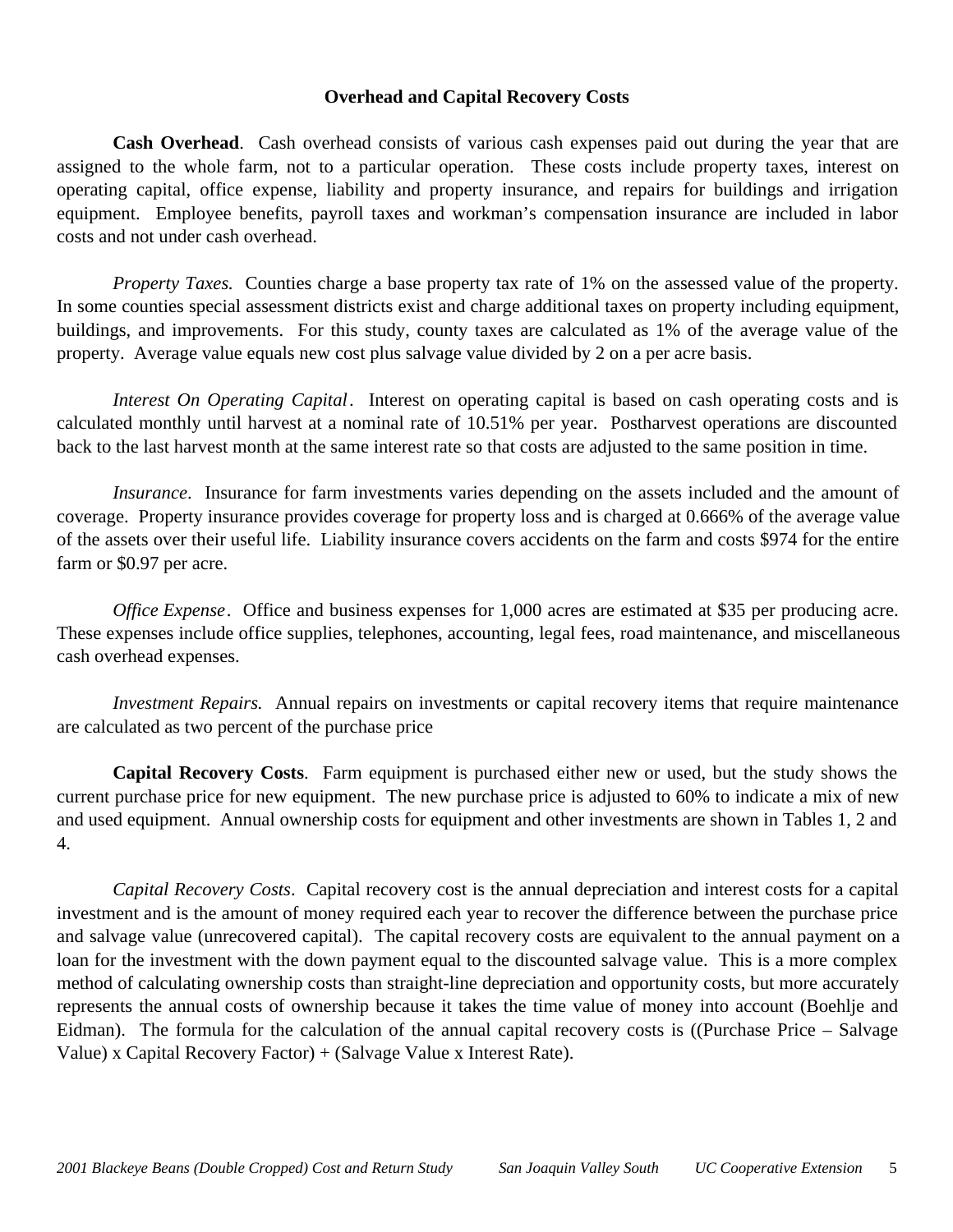## Overhead and Capital Recovery Costs

**Cash Overhead**. Cash overhead consists of various cash expenses paid out during the year that are assigned to the whole farm, not to a particular operation. These costs include property taxes, interest on operating capital, office expense, liability and property insurance, and repairs for buildings and irrigation equipment. Employee benefits, payroll taxes and workman's compensation insurance are included in labor costs and not under cash overhead.

*Property Taxes.* Counties charge a base property tax rate of 1% on the assessed value of the property. In some counties special assessment districts exist and charge additional taxes on property including equipment, buildings, and improvements. For this study, county taxes are calculated as 1% of the average value of the property. Average value equals new cost plus salvage value divided by 2 on a per acre basis.

*Interest On Operating Capital*. Interest on operating capital is based on cash operating costs and is calculated monthly until harvest at a nominal rate of 10.51% per year. Postharvest operations are discounted back to the last harvest month at the same interest rate so that costs are adjusted to the same position in time.

*Insurance*. Insurance for farm investments varies depending on the assets included and the amount of coverage. Property insurance provides coverage for property loss and is charged at 0.666% of the average value of the assets over their useful life. Liability insurance covers accidents on the farm and costs $974 for the entire farm or $0.97 per acre.

*Office Expense*. Office and business expenses for 1,000 acres are estimated at $35 per producing acre. These expenses include office supplies, telephones, accounting, legal fees, road maintenance, and miscellaneous cash overhead expenses.

*Investment Repairs.* Annual repairs on investments or capital recovery items that require maintenance are calculated as two percent of the purchase price

**Capital Recovery Costs**. Farm equipment is purchased either new or used, but the study shows the current purchase price for new equipment. The new purchase price is adjusted to 60% to indicate a mix of new and used equipment. Annual ownership costs for equipment and other investments are shown in Tables 1, 2 and 4.

*Capital Recovery Costs*. Capital recovery cost is the annual depreciation and interest costs for a capital investment and is the amount of money required each year to recover the difference between the purchase price and salvage value (unrecovered capital). The capital recovery costs are equivalent to the annual payment on a loan for the investment with the down payment equal to the discounted salvage value. This is a more complex method of calculating ownership costs than straight-line depreciation and opportunity costs, but more accurately represents the annual costs of ownership because it takes the time value of money into account (Boehlje and Eidman). The formula for the calculation of the annual capital recovery costs is ((Purchase Price – Salvage Value) x Capital Recovery Factor) + (Salvage Value x Interest Rate).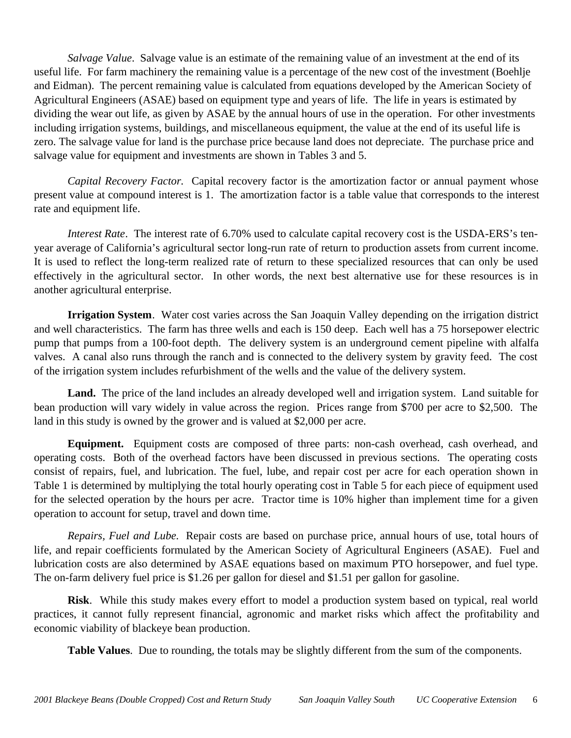*Salvage Value*. Salvage value is an estimate of the remaining value of an investment at the end of its useful life. For farm machinery the remaining value is a percentage of the new cost of the investment (Boehlje and Eidman). The percent remaining value is calculated from equations developed by the American Society of Agricultural Engineers (ASAE) based on equipment type and years of life. The life in years is estimated by dividing the wear out life, as given by ASAE by the annual hours of use in the operation. For other investments including irrigation systems, buildings, and miscellaneous equipment, the value at the end of its useful life is zero. The salvage value for land is the purchase price because land does not depreciate. The purchase price and salvage value for equipment and investments are shown in Tables 3 and 5.

*Capital Recovery Factor.* Capital recovery factor is the amortization factor or annual payment whose present value at compound interest is 1. The amortization factor is a table value that corresponds to the interest rate and equipment life.

*Interest Rate*. The interest rate of 6.70% used to calculate capital recovery cost is the USDA-ERS's ten-year average of California's agricultural sector long-run rate of return to production assets from current income. It is used to reflect the long-term realized rate of return to these specialized resources that can only be used effectively in the agricultural sector. In other words, the next best alternative use for these resources is in another agricultural enterprise.

**Irrigation System**. Water cost varies across the San Joaquin Valley depending on the irrigation district and well characteristics. The farm has three wells and each is 150 deep. Each well has a 75 horsepower electric pump that pumps from a 100-foot depth. The delivery system is an underground cement pipeline with alfalfa valves. A canal also runs through the ranch and is connected to the delivery system by gravity feed. The cost of the irrigation system includes refurbishment of the wells and the value of the delivery system.

**Land.** The price of the land includes an already developed well and irrigation system. Land suitable for bean production will vary widely in value across the region. Prices range from $700 per acre to $2,500. The land in this study is owned by the grower and is valued at $2,000 per acre.

**Equipment.** Equipment costs are composed of three parts: non-cash overhead, cash overhead, and operating costs. Both of the overhead factors have been discussed in previous sections. The operating costs consist of repairs, fuel, and lubrication. The fuel, lube, and repair cost per acre for each operation shown in Table 1 is determined by multiplying the total hourly operating cost in Table 5 for each piece of equipment used for the selected operation by the hours per acre. Tractor time is 10% higher than implement time for a given operation to account for setup, travel and down time.

*Repairs, Fuel and Lube.* Repair costs are based on purchase price, annual hours of use, total hours of life, and repair coefficients formulated by the American Society of Agricultural Engineers (ASAE). Fuel and lubrication costs are also determined by ASAE equations based on maximum PTO horsepower, and fuel type. The on-farm delivery fuel price is $1.26 per gallon for diesel and $1.51 per gallon for gasoline.

**Risk**. While this study makes every effort to model a production system based on typical, real world practices, it cannot fully represent financial, agronomic and market risks which affect the profitability and economic viability of blackeye bean production.

**Table Values**. Due to rounding, the totals may be slightly different from the sum of the components.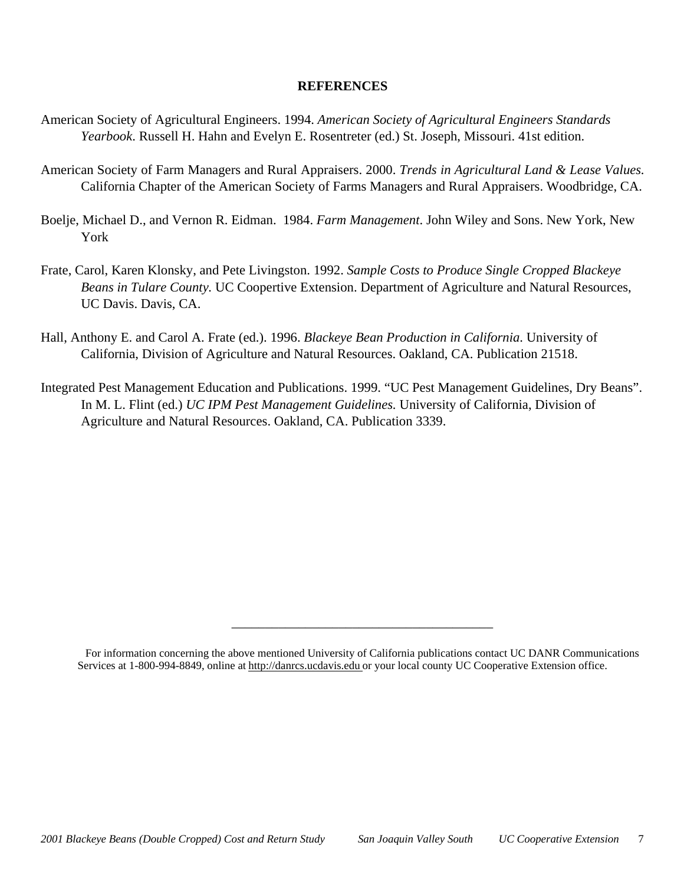## REFERENCES

American Society of Agricultural Engineers. 1994. *American Society of Agricultural Engineers Standards Yearbook*. Russell H. Hahn and Evelyn E. Rosentreter (ed.) St. Joseph, Missouri. 41st edition.

American Society of Farm Managers and Rural Appraisers. 2000. *Trends in Agricultural Land & Lease Values.* California Chapter of the American Society of Farms Managers and Rural Appraisers. Woodbridge, CA.

Boelje, Michael D., and Vernon R. Eidman. 1984. *Farm Management*. John Wiley and Sons. New York, New York

Frate, Carol, Karen Klonsky, and Pete Livingston. 1992. *Sample Costs to Produce Single Cropped Blackeye Beans in Tulare County.* UC Coopertive Extension. Department of Agriculture and Natural Resources, UC Davis. Davis, CA.

Hall, Anthony E. and Carol A. Frate (ed.). 1996. *Blackeye Bean Production in California*. University of California, Division of Agriculture and Natural Resources. Oakland, CA. Publication 21518.

Integrated Pest Management Education and Publications. 1999. "UC Pest Management Guidelines, Dry Beans". In M. L. Flint (ed.) *UC IPM Pest Management Guidelines.* University of California, Division of Agriculture and Natural Resources. Oakland, CA. Publication 3339.

---

For information concerning the above mentioned University of California publications contact UC DANR Communications Services at 1-800-994-8849, online at http://danrcs.ucdavis.edu or your local county UC Cooperative Extension office.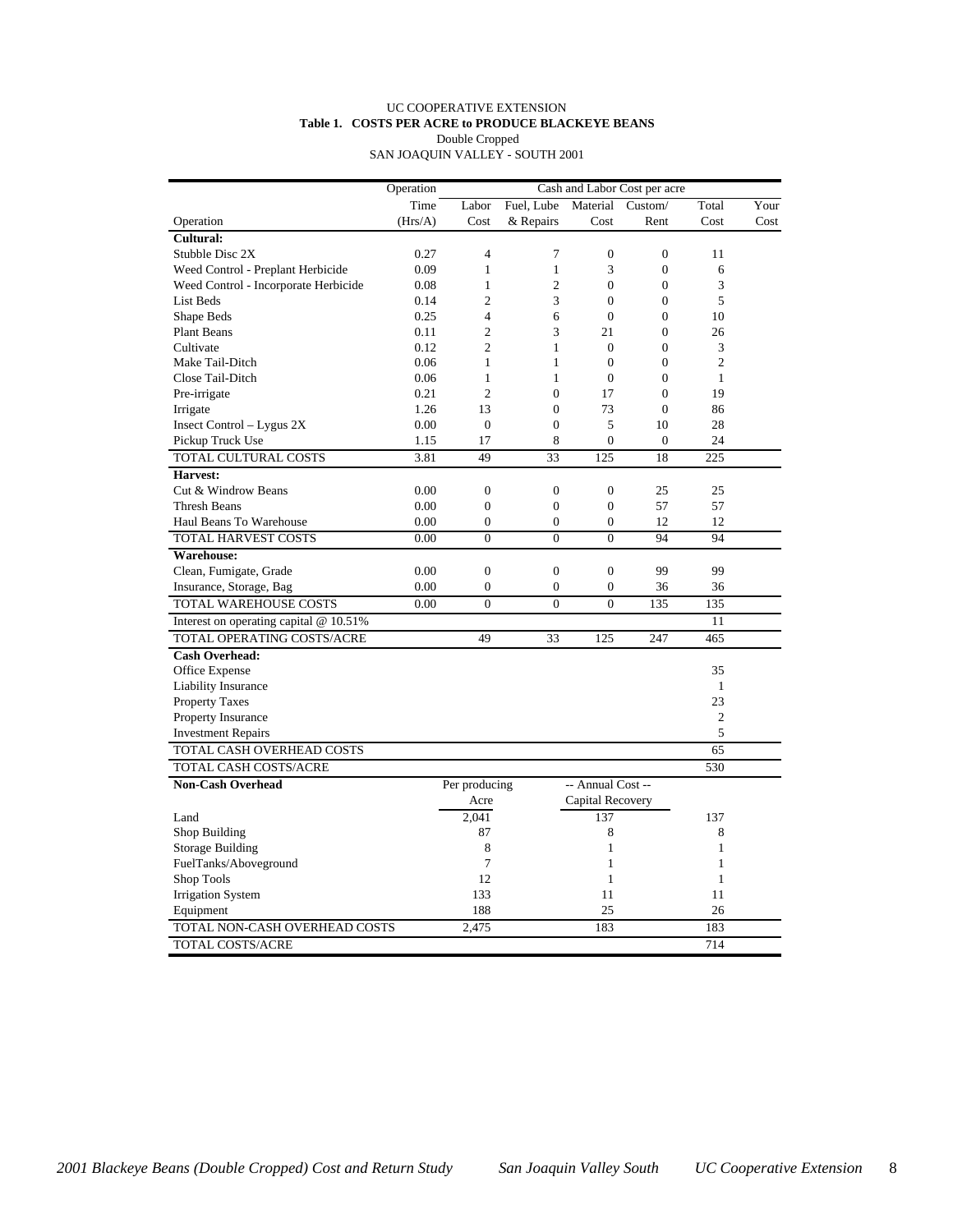UC COOPERATIVE EXTENSION

**Table 1. COSTS PER ACRE to PRODUCE BLACKEYE BEANS**

Double Cropped

SAN JOAQUIN VALLEY - SOUTH 2001

| | Operation | Cash and Labor Cost per acre | | | | | |
|---|---|---|---|---|---|---|---|
| | Time | Labor | Fuel, Lube | Material | Custom/ | Total | Your |
| Operation | (Hrs/A) | Cost | & Repairs | Cost | Rent | Cost | Cost |
| **Cultural:** | | | | | | | |
| Stubble Disc 2X | 0.27 | 4 | 7 | 0 | 0 | 11 | |
| Weed Control - Preplant Herbicide | 0.09 | 1 | 1 | 3 | 0 | 6 | |
| Weed Control - Incorporate Herbicide | 0.08 | 1 | 2 | 0 | 0 | 3 | |
| List Beds | 0.14 | 2 | 3 | 0 | 0 | 5 | |
| Shape Beds | 0.25 | 4 | 6 | 0 | 0 | 10 | |
| Plant Beans | 0.11 | 2 | 3 | 21 | 0 | 26 | |
| Cultivate | 0.12 | 2 | 1 | 0 | 0 | 3 | |
| Make Tail-Ditch | 0.06 | 1 | 1 | 0 | 0 | 2 | |
| Close Tail-Ditch | 0.06 | 1 | 1 | 0 | 0 | 1 | |
| Pre-irrigate | 0.21 | 2 | 0 | 17 | 0 | 19 | |
| Irrigate | 1.26 | 13 | 0 | 73 | 0 | 86 | |
| Insect Control – Lygus 2X | 0.00 | 0 | 0 | 5 | 10 | 28 | |
| Pickup Truck Use | 1.15 | 17 | 8 | 0 | 0 | 24 | |
| TOTAL CULTURAL COSTS | 3.81 | 49 | 33 | 125 | 18 | 225 | |
| **Harvest:** | | | | | | | |
| Cut & Windrow Beans | 0.00 | 0 | 0 | 0 | 25 | 25 | |
| Thresh Beans | 0.00 | 0 | 0 | 0 | 57 | 57 | |
| Haul Beans To Warehouse | 0.00 | 0 | 0 | 0 | 12 | 12 | |
| TOTAL HARVEST COSTS | 0.00 | 0 | 0 | 0 | 94 | 94 | |
| **Warehouse:** | | | | | | | |
| Clean, Fumigate, Grade | 0.00 | 0 | 0 | 0 | 99 | 99 | |
| Insurance, Storage, Bag | 0.00 | 0 | 0 | 0 | 36 | 36 | |
| TOTAL WAREHOUSE COSTS | 0.00 | 0 | 0 | 0 | 135 | 135 | |
| Interest on operating capital @ 10.51% | | | | | | 11 | |
| TOTAL OPERATING COSTS/ACRE | | 49 | 33 | 125 | 247 | 465 | |
| **Cash Overhead:** | | | | | | | |
| Office Expense | | | | | | 35 | |
| Liability Insurance | | | | | | 1 | |
| Property Taxes | | | | | | 23 | |
| Property Insurance | | | | | | 2 | |
| Investment Repairs | | | | | | 5 | |
| TOTAL CASH OVERHEAD COSTS | | | | | | 65 | |
| TOTAL CASH COSTS/ACRE | | | | | | 530 | |
| **Non-Cash Overhead** | | Per producing Acre | | -- Annual Cost -- Capital Recovery | | | |
| Land | | 2,041 | | 137 | | 137 | |
| Shop Building | | 87 | | 8 | | 8 | |
| Storage Building | | 8 | | 1 | | 1 | |
| FuelTanks/Aboveground | | 7 | | 1 | | 1 | |
| Shop Tools | | 12 | | 1 | | 1 | |
| Irrigation System | | 133 | | 11 | | 11 | |
| Equipment | | 188 | | 25 | | 26 | |
| TOTAL NON-CASH OVERHEAD COSTS | | 2,475 | | 183 | | 183 | |
| TOTAL COSTS/ACRE | | | | | | 714 | |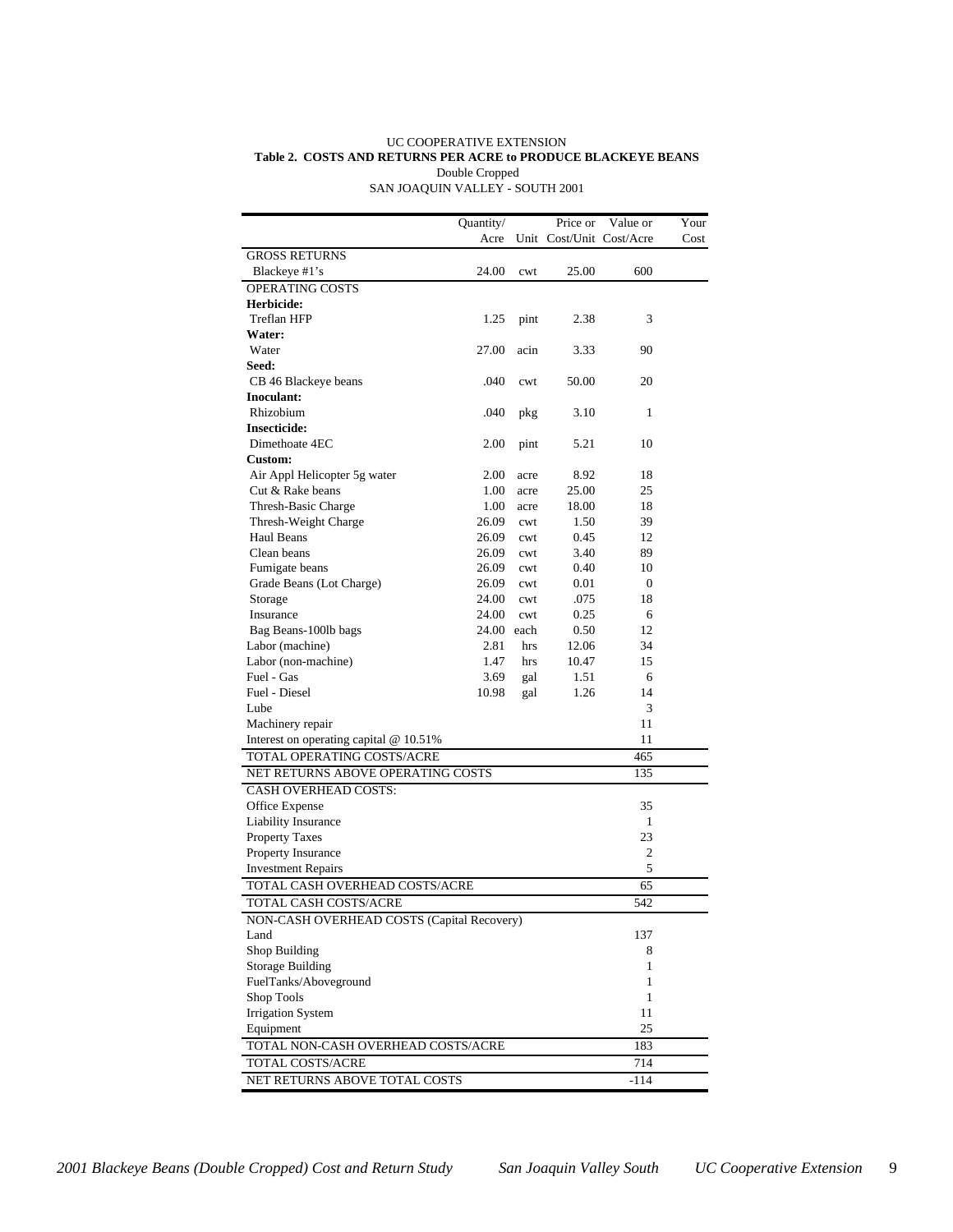UC COOPERATIVE EXTENSION

**Table 2. COSTS AND RETURNS PER ACRE to PRODUCE BLACKEYE BEANS**

Double Cropped

SAN JOAQUIN VALLEY - SOUTH 2001

| | Quantity/ Acre | Unit | Price or Cost/Unit | Value or Cost/Acre | Your Cost |
|---|---|---|---|---|---|
| GROSS RETURNS | | | | | |
| Blackeye #1's | 24.00 | cwt | 25.00 | 600 | |
| OPERATING COSTS | | | | | |
| **Herbicide:** | | | | | |
| Treflan HFP | 1.25 | pint | 2.38 | 3 | |
| **Water:** | | | | | |
| Water | 27.00 | acin | 3.33 | 90 | |
| **Seed:** | | | | | |
| CB 46 Blackeye beans | .040 | cwt | 50.00 | 20 | |
| **Inoculant:** | | | | | |
| Rhizobium | .040 | pkg | 3.10 | 1 | |
| **Insecticide:** | | | | | |
| Dimethoate 4EC | 2.00 | pint | 5.21 | 10 | |
| **Custom:** | | | | | |
| Air Appl Helicopter 5g water | 2.00 | acre | 8.92 | 18 | |
| Cut & Rake beans | 1.00 | acre | 25.00 | 25 | |
| Thresh-Basic Charge | 1.00 | acre | 18.00 | 18 | |
| Thresh-Weight Charge | 26.09 | cwt | 1.50 | 39 | |
| Haul Beans | 26.09 | cwt | 0.45 | 12 | |
| Clean beans | 26.09 | cwt | 3.40 | 89 | |
| Fumigate beans | 26.09 | cwt | 0.40 | 10 | |
| Grade Beans (Lot Charge) | 26.09 | cwt | 0.01 | 0 | |
| Storage | 24.00 | cwt | .075 | 18 | |
| Insurance | 24.00 | cwt | 0.25 | 6 | |
| Bag Beans-100lb bags | 24.00 | each | 0.50 | 12 | |
| Labor (machine) | 2.81 | hrs | 12.06 | 34 | |
| Labor (non-machine) | 1.47 | hrs | 10.47 | 15 | |
| Fuel - Gas | 3.69 | gal | 1.51 | 6 | |
| Fuel - Diesel | 10.98 | gal | 1.26 | 14 | |
| Lube | | | | 3 | |
| Machinery repair | | | | 11 | |
| Interest on operating capital @ 10.51% | | | | 11 | |
| TOTAL OPERATING COSTS/ACRE | | | | 465 | |
| NET RETURNS ABOVE OPERATING COSTS | | | | 135 | |
| CASH OVERHEAD COSTS: | | | | | |
| Office Expense | | | | 35 | |
| Liability Insurance | | | | 1 | |
| Property Taxes | | | | 23 | |
| Property Insurance | | | | 2 | |
| Investment Repairs | | | | 5 | |
| TOTAL CASH OVERHEAD COSTS/ACRE | | | | 65 | |
| TOTAL CASH COSTS/ACRE | | | | 542 | |
| NON-CASH OVERHEAD COSTS (Capital Recovery) | | | | | |
| Land | | | | 137 | |
| Shop Building | | | | 8 | |
| Storage Building | | | | 1 | |
| FuelTanks/Aboveground | | | | 1 | |
| Shop Tools | | | | 1 | |
| Irrigation System | | | | 11 | |
| Equipment | | | | 25 | |
| TOTAL NON-CASH OVERHEAD COSTS/ACRE | | | | 183 | |
| TOTAL COSTS/ACRE | | | | 714 | |
| NET RETURNS ABOVE TOTAL COSTS | | | | -114 | |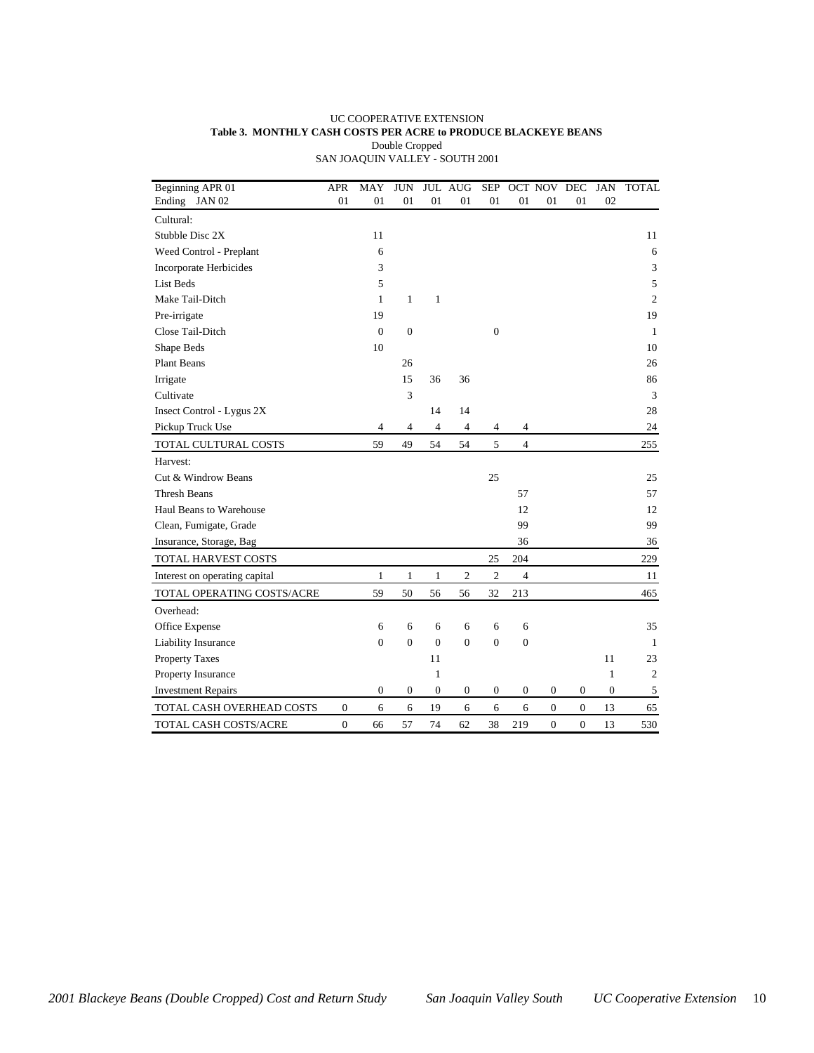UC COOPERATIVE EXTENSION

**Table 3. MONTHLY CASH COSTS PER ACRE to PRODUCE BLACKEYE BEANS**

Double Cropped

SAN JOAQUIN VALLEY - SOUTH 2001

| Beginning APR 01<br>Ending JAN 02 | APR 01 | MAY 01 | JUN 01 | JUL 01 | AUG 01 | SEP 01 | OCT 01 | NOV 01 | DEC 01 | JAN 02 | TOTAL |
|---|---|---|---|---|---|---|---|---|---|---|---|
| Cultural: | | | | | | | | | | | |
| Stubble Disc 2X | | 11 | | | | | | | | | 11 |
| Weed Control - Preplant | | 6 | | | | | | | | | 6 |
| Incorporate Herbicides | | 3 | | | | | | | | | 3 |
| List Beds | | 5 | | | | | | | | | 5 |
| Make Tail-Ditch | | 1 | 1 | 1 | | | | | | | 2 |
| Pre-irrigate | | 19 | | | | | | | | | 19 |
| Close Tail-Ditch | | 0 | 0 | | | 0 | | | | | 1 |
| Shape Beds | | 10 | | | | | | | | | 10 |
| Plant Beans | | | 26 | | | | | | | | 26 |
| Irrigate | | | 15 | 36 | 36 | | | | | | 86 |
| Cultivate | | | 3 | | | | | | | | 3 |
| Insect Control - Lygus 2X | | | | 14 | 14 | | | | | | 28 |
| Pickup Truck Use | | 4 | 4 | 4 | 4 | 4 | 4 | | | | 24 |
| TOTAL CULTURAL COSTS | | 59 | 49 | 54 | 54 | 5 | 4 | | | | 255 |
| Harvest: | | | | | | | | | | | |
| Cut & Windrow Beans | | | | | | 25 | | | | | 25 |
| Thresh Beans | | | | | | | 57 | | | | 57 |
| Haul Beans to Warehouse | | | | | | | 12 | | | | 12 |
| Clean, Fumigate, Grade | | | | | | | 99 | | | | 99 |
| Insurance, Storage, Bag | | | | | | | 36 | | | | 36 |
| TOTAL HARVEST COSTS | | | | | | 25 | 204 | | | | 229 |
| Interest on operating capital | | 1 | 1 | 1 | 2 | 2 | 4 | | | | 11 |
| TOTAL OPERATING COSTS/ACRE | | 59 | 50 | 56 | 56 | 32 | 213 | | | | 465 |
| Overhead: | | | | | | | | | | | |
| Office Expense | | 6 | 6 | 6 | 6 | 6 | 6 | | | | 35 |
| Liability Insurance | | 0 | 0 | 0 | 0 | 0 | 0 | | | | 1 |
| Property Taxes | | | | 11 | | | | | | 11 | 23 |
| Property Insurance | | | | 1 | | | | | | 1 | 2 |
| Investment Repairs | | 0 | 0 | 0 | 0 | 0 | 0 | 0 | 0 | 0 | 5 |
| TOTAL CASH OVERHEAD COSTS | 0 | 6 | 6 | 19 | 6 | 6 | 6 | 0 | 0 | 13 | 65 |
| TOTAL CASH COSTS/ACRE | 0 | 66 | 57 | 74 | 62 | 38 | 219 | 0 | 0 | 13 | 530 |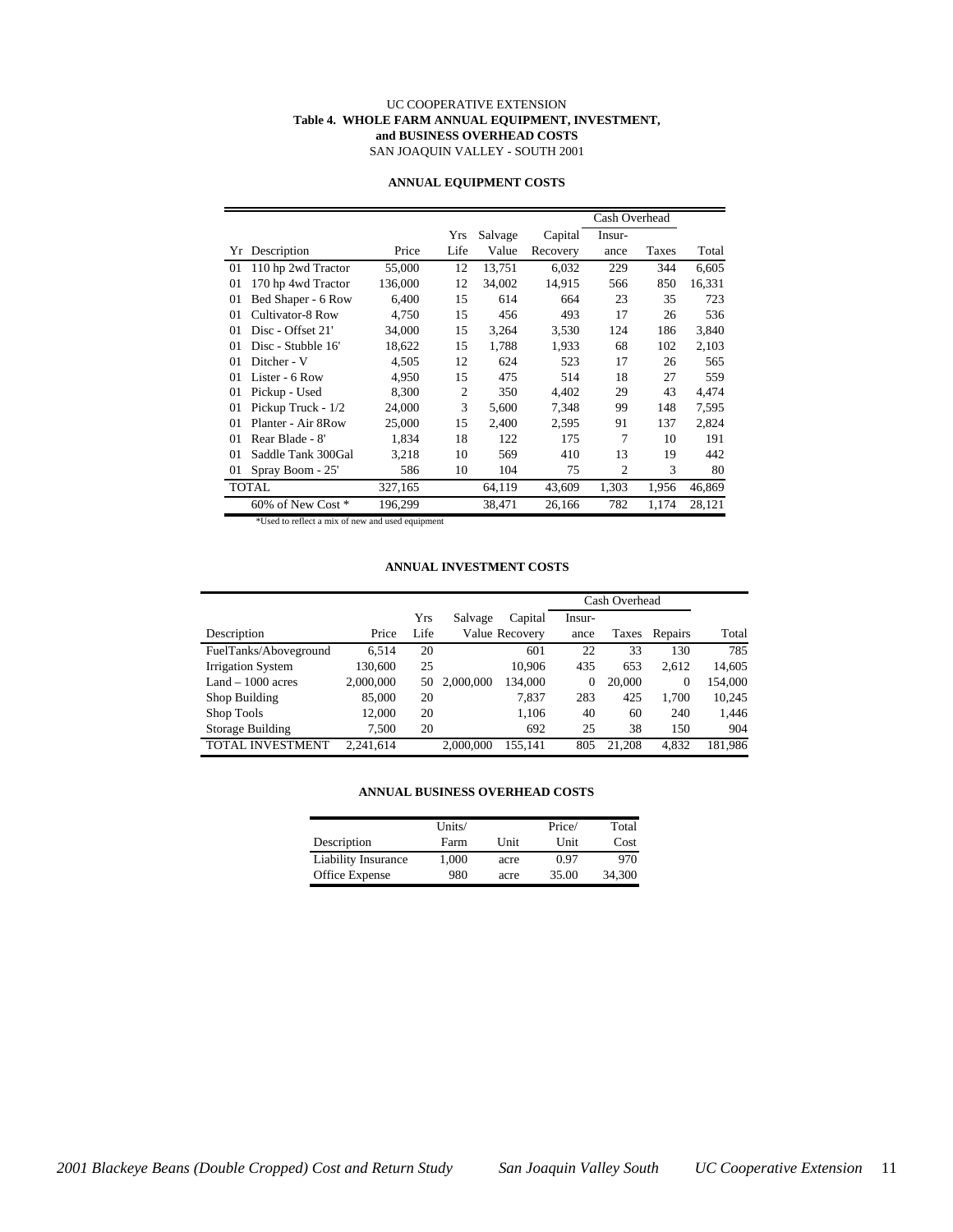UC COOPERATIVE EXTENSION

**Table 4. WHOLE FARM ANNUAL EQUIPMENT, INVESTMENT, and BUSINESS OVERHEAD COSTS**

SAN JOAQUIN VALLEY - SOUTH 2001

**ANNUAL EQUIPMENT COSTS**

| | | | | | | Cash Overhead | | |
|---|---|---|---|---|---|---|---|---|
| Yr | Description | Price | Yrs Life | Salvage Value | Capital Recovery | Insur-ance | Taxes | Total |
| 01 | 110 hp 2wd Tractor | 55,000 | 12 | 13,751 | 6,032 | 229 | 344 | 6,605 |
| 01 | 170 hp 4wd Tractor | 136,000 | 12 | 34,002 | 14,915 | 566 | 850 | 16,331 |
| 01 | Bed Shaper - 6 Row | 6,400 | 15 | 614 | 664 | 23 | 35 | 723 |
| 01 | Cultivator-8 Row | 4,750 | 15 | 456 | 493 | 17 | 26 | 536 |
| 01 | Disc - Offset 21' | 34,000 | 15 | 3,264 | 3,530 | 124 | 186 | 3,840 |
| 01 | Disc - Stubble 16' | 18,622 | 15 | 1,788 | 1,933 | 68 | 102 | 2,103 |
| 01 | Ditcher - V | 4,505 | 12 | 624 | 523 | 17 | 26 | 565 |
| 01 | Lister - 6 Row | 4,950 | 15 | 475 | 514 | 18 | 27 | 559 |
| 01 | Pickup - Used | 8,300 | 2 | 350 | 4,402 | 29 | 43 | 4,474 |
| 01 | Pickup Truck - 1/2 | 24,000 | 3 | 5,600 | 7,348 | 99 | 148 | 7,595 |
| 01 | Planter - Air 8Row | 25,000 | 15 | 2,400 | 2,595 | 91 | 137 | 2,824 |
| 01 | Rear Blade - 8' | 1,834 | 18 | 122 | 175 | 7 | 10 | 191 |
| 01 | Saddle Tank 300Gal | 3,218 | 10 | 569 | 410 | 13 | 19 | 442 |
| 01 | Spray Boom - 25' | 586 | 10 | 104 | 75 | 2 | 3 | 80 |
| TOTAL | | 327,165 | | 64,119 | 43,609 | 1,303 | 1,956 | 46,869 |
| | 60% of New Cost * | 196,299 | | 38,471 | 26,166 | 782 | 1,174 | 28,121 |

*Used to reflect a mix of new and used equipment

**ANNUAL INVESTMENT COSTS**

| | | | | | Cash Overhead | | | |
|---|---|---|---|---|---|---|---|---|
| Description | Price | Yrs Life | Salvage Value | Capital Recovery | Insur-ance | Taxes | Repairs | Total |
| FuelTanks/Aboveground | 6,514 | 20 | | 601 | 22 | 33 | 130 | 785 |
| Irrigation System | 130,600 | 25 | | 10,906 | 435 | 653 | 2,612 | 14,605 |
| Land – 1000 acres | 2,000,000 | 50 | 2,000,000 | 134,000 | 0 | 20,000 | 0 | 154,000 |
| Shop Building | 85,000 | 20 | | 7,837 | 283 | 425 | 1,700 | 10,245 |
| Shop Tools | 12,000 | 20 | | 1,106 | 40 | 60 | 240 | 1,446 |
| Storage Building | 7,500 | 20 | | 692 | 25 | 38 | 150 | 904 |
| TOTAL INVESTMENT | 2,241,614 | | 2,000,000 | 155,141 | 805 | 21,208 | 4,832 | 181,986 |

**ANNUAL BUSINESS OVERHEAD COSTS**

| Description | Units/ Farm | Unit | Price/ Unit | Total Cost |
|---|---|---|---|---|
| Liability Insurance | 1,000 | acre | 0.97 | 970 |
| Office Expense | 980 | acre | 35.00 | 34,300 |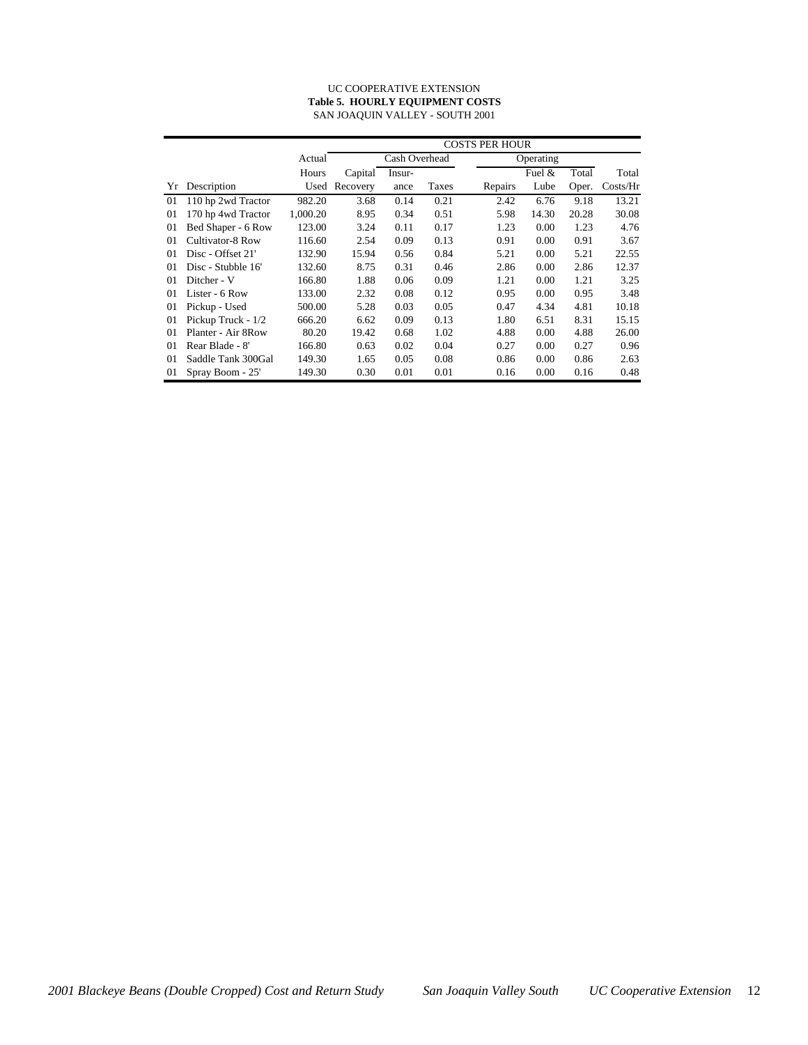UC COOPERATIVE EXTENSION

**Table 5. HOURLY EQUIPMENT COSTS**

SAN JOAQUIN VALLEY - SOUTH 2001

| | | | COSTS PER HOUR | | | | | | | |
|---|---|---|---|---|---|---|---|---|---|---|
| | | Actual | | Cash Overhead | | | Operating | | | |
| | | Hours | Capital | Insur- | | | Fuel & | Total | Total |
| Yr | Description | Used | Recovery | ance | Taxes | Repairs | Lube | Oper. | Costs/Hr |
| 01 | 110 hp 2wd Tractor | 982.20 | 3.68 | 0.14 | 0.21 | 2.42 | 6.76 | 9.18 | 13.21 |
| 01 | 170 hp 4wd Tractor | 1,000.20 | 8.95 | 0.34 | 0.51 | 5.98 | 14.30 | 20.28 | 30.08 |
| 01 | Bed Shaper - 6 Row | 123.00 | 3.24 | 0.11 | 0.17 | 1.23 | 0.00 | 1.23 | 4.76 |
| 01 | Cultivator-8 Row | 116.60 | 2.54 | 0.09 | 0.13 | 0.91 | 0.00 | 0.91 | 3.67 |
| 01 | Disc - Offset 21' | 132.90 | 15.94 | 0.56 | 0.84 | 5.21 | 0.00 | 5.21 | 22.55 |
| 01 | Disc - Stubble 16' | 132.60 | 8.75 | 0.31 | 0.46 | 2.86 | 0.00 | 2.86 | 12.37 |
| 01 | Ditcher - V | 166.80 | 1.88 | 0.06 | 0.09 | 1.21 | 0.00 | 1.21 | 3.25 |
| 01 | Lister - 6 Row | 133.00 | 2.32 | 0.08 | 0.12 | 0.95 | 0.00 | 0.95 | 3.48 |
| 01 | Pickup - Used | 500.00 | 5.28 | 0.03 | 0.05 | 0.47 | 4.34 | 4.81 | 10.18 |
| 01 | Pickup Truck - 1/2 | 666.20 | 6.62 | 0.09 | 0.13 | 1.80 | 6.51 | 8.31 | 15.15 |
| 01 | Planter - Air 8Row | 80.20 | 19.42 | 0.68 | 1.02 | 4.88 | 0.00 | 4.88 | 26.00 |
| 01 | Rear Blade - 8' | 166.80 | 0.63 | 0.02 | 0.04 | 0.27 | 0.00 | 0.27 | 0.96 |
| 01 | Saddle Tank 300Gal | 149.30 | 1.65 | 0.05 | 0.08 | 0.86 | 0.00 | 0.86 | 2.63 |
| 01 | Spray Boom - 25' | 149.30 | 0.30 | 0.01 | 0.01 | 0.16 | 0.00 | 0.16 | 0.48 |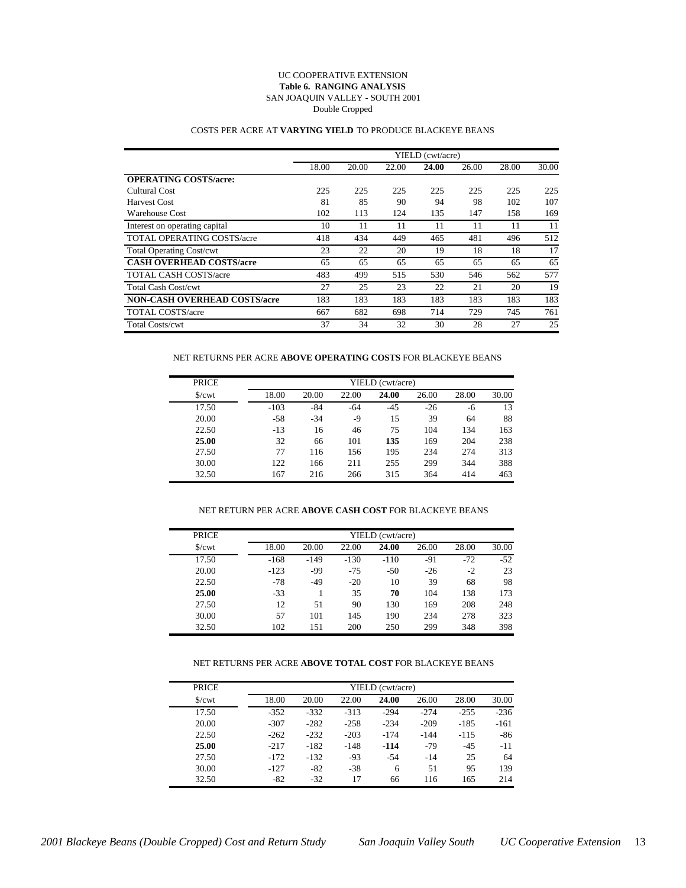UC COOPERATIVE EXTENSION

**Table 6. RANGING ANALYSIS**

SAN JOAQUIN VALLEY - SOUTH 2001

Double Cropped

COSTS PER ACRE AT **VARYING YIELD** TO PRODUCE BLACKEYE BEANS

| | YIELD (cwt/acre) | | | | | | |
|---|---|---|---|---|---|---|---|
| | 18.00 | 20.00 | 22.00 | **24.00** | 26.00 | 28.00 | 30.00 |
| **OPERATING COSTS/acre:** | | | | | | | |
| Cultural Cost | 225 | 225 | 225 | 225 | 225 | 225 | 225 |
| Harvest Cost | 81 | 85 | 90 | 94 | 98 | 102 | 107 |
| Warehouse Cost | 102 | 113 | 124 | 135 | 147 | 158 | 169 |
| Interest on operating capital | 10 | 11 | 11 | 11 | 11 | 11 | 11 |
| TOTAL OPERATING COSTS/acre | 418 | 434 | 449 | 465 | 481 | 496 | 512 |
| Total Operating Cost/cwt | 23 | 22 | 20 | 19 | 18 | 18 | 17 |
| **CASH OVERHEAD COSTS/acre** | 65 | 65 | 65 | 65 | 65 | 65 | 65 |
| TOTAL CASH COSTS/acre | 483 | 499 | 515 | 530 | 546 | 562 | 577 |
| Total Cash Cost/cwt | 27 | 25 | 23 | 22 | 21 | 20 | 19 |
| **NON-CASH OVERHEAD COSTS/acre** | 183 | 183 | 183 | 183 | 183 | 183 | 183 |
| TOTAL COSTS/acre | 667 | 682 | 698 | 714 | 729 | 745 | 761 |
| Total Costs/cwt | 37 | 34 | 32 | 30 | 28 | 27 | 25 |

NET RETURNS PER ACRE **ABOVE OPERATING COSTS** FOR BLACKEYE BEANS

| PRICE | YIELD (cwt/acre) | | | | | | |
|---|---|---|---|---|---|---|---|
| $/cwt | 18.00 | 20.00 | 22.00 | **24.00** | 26.00 | 28.00 | 30.00 |
| 17.50 | -103 | -84 | -64 | -45 | -26 | -6 | 13 |
| 20.00 | -58 | -34 | -9 | 15 | 39 | 64 | 88 |
| 22.50 | -13 | 16 | 46 | 75 | 104 | 134 | 163 |
| **25.00** | 32 | 66 | 101 | **135** | 169 | 204 | 238 |
| 27.50 | 77 | 116 | 156 | 195 | 234 | 274 | 313 |
| 30.00 | 122 | 166 | 211 | 255 | 299 | 344 | 388 |
| 32.50 | 167 | 216 | 266 | 315 | 364 | 414 | 463 |

NET RETURN PER ACRE **ABOVE CASH COST** FOR BLACKEYE BEANS

| PRICE | YIELD (cwt/acre) | | | | | | |
|---|---|---|---|---|---|---|---|
| $/cwt | 18.00 | 20.00 | 22.00 | **24.00** | 26.00 | 28.00 | 30.00 |
| 17.50 | -168 | -149 | -130 | -110 | -91 | -72 | -52 |
| 20.00 | -123 | -99 | -75 | -50 | -26 | -2 | 23 |
| 22.50 | -78 | -49 | -20 | 10 | 39 | 68 | 98 |
| **25.00** | -33 | 1 | 35 | **70** | 104 | 138 | 173 |
| 27.50 | 12 | 51 | 90 | 130 | 169 | 208 | 248 |
| 30.00 | 57 | 101 | 145 | 190 | 234 | 278 | 323 |
| 32.50 | 102 | 151 | 200 | 250 | 299 | 348 | 398 |

NET RETURNS PER ACRE **ABOVE TOTAL COST** FOR BLACKEYE BEANS

| PRICE | YIELD (cwt/acre) | | | | | | |
|---|---|---|---|---|---|---|---|
| $/cwt | 18.00 | 20.00 | 22.00 | **24.00** | 26.00 | 28.00 | 30.00 |
| 17.50 | -352 | -332 | -313 | -294 | -274 | -255 | -236 |
| 20.00 | -307 | -282 | -258 | -234 | -209 | -185 | -161 |
| 22.50 | -262 | -232 | -203 | -174 | -144 | -115 | -86 |
| **25.00** | -217 | -182 | -148 | **-114** | -79 | -45 | -11 |
| 27.50 | -172 | -132 | -93 | -54 | -14 | 25 | 64 |
| 30.00 | -127 | -82 | -38 | 6 | 51 | 95 | 139 |
| 32.50 | -82 | -32 | 17 | 66 | 116 | 165 | 214 |